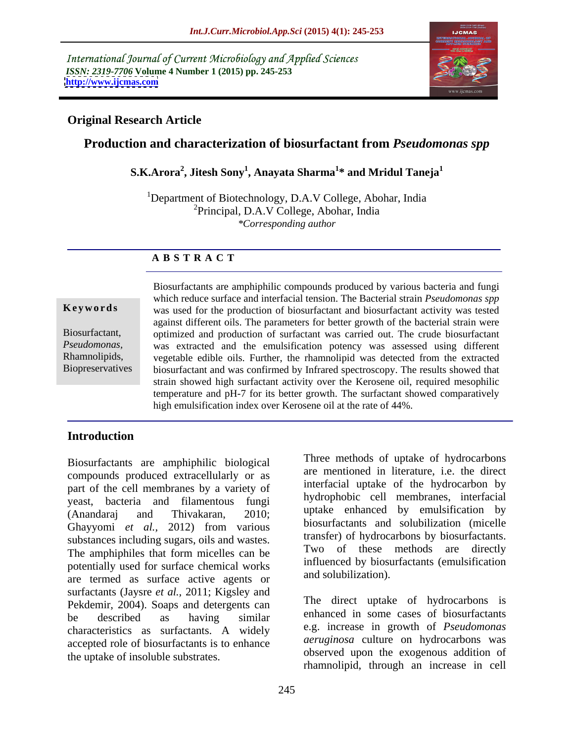International Journal of Current Microbiology and Applied Sciences
*ISSN: 2319-7706* **Volume 4 Number 1 (2015) pp. 245-253**
**http://www.ijcmas.com**

**Original Research Article**

# Production and characterization of biosurfactant from *Pseudomonas spp*

**S.K.Arora[2], Jitesh Sony[1], Anayata Sharma[1]* and Mridul Taneja[1]**

[1]Department of Biotechnology, D.A.V College, Abohar, India
[2]Principal, D.A.V College, Abohar, India
*\*Corresponding author*

## A B S T R A C T

**Keywords**

Biosurfactant, *Pseudomonas*, Rhamnolipids, Biopreservatives

Biosurfactants are amphiphilic compounds produced by various bacteria and fungi which reduce surface and interfacial tension. The Bacterial strain *Pseudomonas spp* was used for the production of biosurfactant and biosurfactant activity was tested against different oils. The parameters for better growth of the bacterial strain were optimized and production of surfactant was carried out. The crude biosurfactant was extracted and the emulsification potency was assessed using different vegetable edible oils. Further, the rhamnolipid was detected from the extracted biosurfactant and was confirmed by Infrared spectroscopy. The results showed that strain showed high surfactant activity over the Kerosene oil, required mesophilic temperature and pH-7 for its better growth. The surfactant showed comparatively high emulsification index over Kerosene oil at the rate of 44%.

## Introduction

Biosurfactants are amphiphilic biological compounds produced extracellularly or as part of the cell membranes by a variety of yeast, bacteria and filamentous fungi (Anandaraj and Thivakaran, 2010; Ghayyomi *et al.*, 2012) from various substances including sugars, oils and wastes. The amphiphiles that form micelles can be potentially used for surface chemical works are termed as surface active agents or surfactants (Jaysre *et al.*, 2011; Kigsley and Pekdemir, 2004). Soaps and detergents can be described as having similar characteristics as surfactants. A widely accepted role of biosurfactants is to enhance the uptake of insoluble substrates.

Three methods of uptake of hydrocarbons are mentioned in literature, i.e. the direct interfacial uptake of the hydrocarbon by hydrophobic cell membranes, interfacial uptake enhanced by emulsification by biosurfactants and solubilization (micelle transfer) of hydrocarbons by biosurfactants. Two of these methods are directly influenced by biosurfactants (emulsification and solubilization).

The direct uptake of hydrocarbons is enhanced in some cases of biosurfactants e.g. increase in growth of *Pseudomonas aeruginosa* culture on hydrocarbons was observed upon the exogenous addition of rhamnolipid, through an increase in cell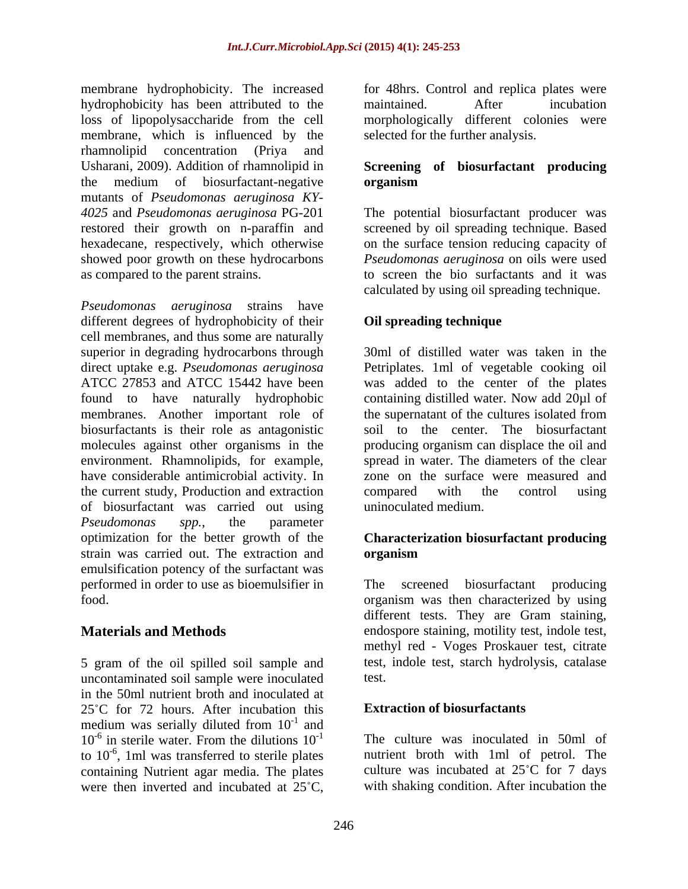membrane hydrophobicity. The increased hydrophobicity has been attributed to the loss of lipopolysaccharide from the cell membrane, which is influenced by the rhamnolipid concentration (Priya and Usharani, 2009). Addition of rhamnolipid in the medium of biosurfactant-negative mutants of *Pseudomonas aeruginosa KY-4025* and *Pseudomonas aeruginosa* PG-201 restored their growth on n-paraffin and hexadecane, respectively, which otherwise showed poor growth on these hydrocarbons as compared to the parent strains.

*Pseudomonas aeruginosa* strains have different degrees of hydrophobicity of their cell membranes, and thus some are naturally superior in degrading hydrocarbons through direct uptake e.g. *Pseudomonas aeruginosa* ATCC 27853 and ATCC 15442 have been found to have naturally hydrophobic membranes. Another important role of biosurfactants is their role as antagonistic molecules against other organisms in the environment. Rhamnolipids, for example, have considerable antimicrobial activity. In the current study, Production and extraction of biosurfactant was carried out using *Pseudomonas spp.*, the parameter optimization for the better growth of the strain was carried out. The extraction and emulsification potency of the surfactant was performed in order to use as bioemulsifier in food.

## Materials and Methods

5 gram of the oil spilled soil sample and uncontaminated soil sample were inoculated in the 50ml nutrient broth and inoculated at 25˚C for 72 hours. After incubation this medium was serially diluted from $10^{-1}$ and $10^{-6}$ in sterile water. From the dilutions $10^{-1}$ to $10^{-6}$, 1ml was transferred to sterile plates containing Nutrient agar media. The plates were then inverted and incubated at 25˚C, for 48hrs. Control and replica plates were maintained. After incubation morphologically different colonies were selected for the further analysis.

### Screening of biosurfactant producing organism

The potential biosurfactant producer was screened by oil spreading technique. Based on the surface tension reducing capacity of *Pseudomonas aeruginosa* on oils were used to screen the bio surfactants and it was calculated by using oil spreading technique.

### Oil spreading technique

30ml of distilled water was taken in the Petriplates. 1ml of vegetable cooking oil was added to the center of the plates containing distilled water. Now add 20µl of the supernatant of the cultures isolated from soil to the center. The biosurfactant producing organism can displace the oil and spread in water. The diameters of the clear zone on the surface were measured and compared with the control using uninoculated medium.

### Characterization biosurfactant producing organism

The screened biosurfactant producing organism was then characterized by using different tests. They are Gram staining, endospore staining, motility test, indole test, methyl red - Voges Proskauer test, citrate test, indole test, starch hydrolysis, catalase test.

### Extraction of biosurfactants

The culture was inoculated in 50ml of nutrient broth with 1ml of petrol. The culture was incubated at 25˚C for 7 days with shaking condition. After incubation the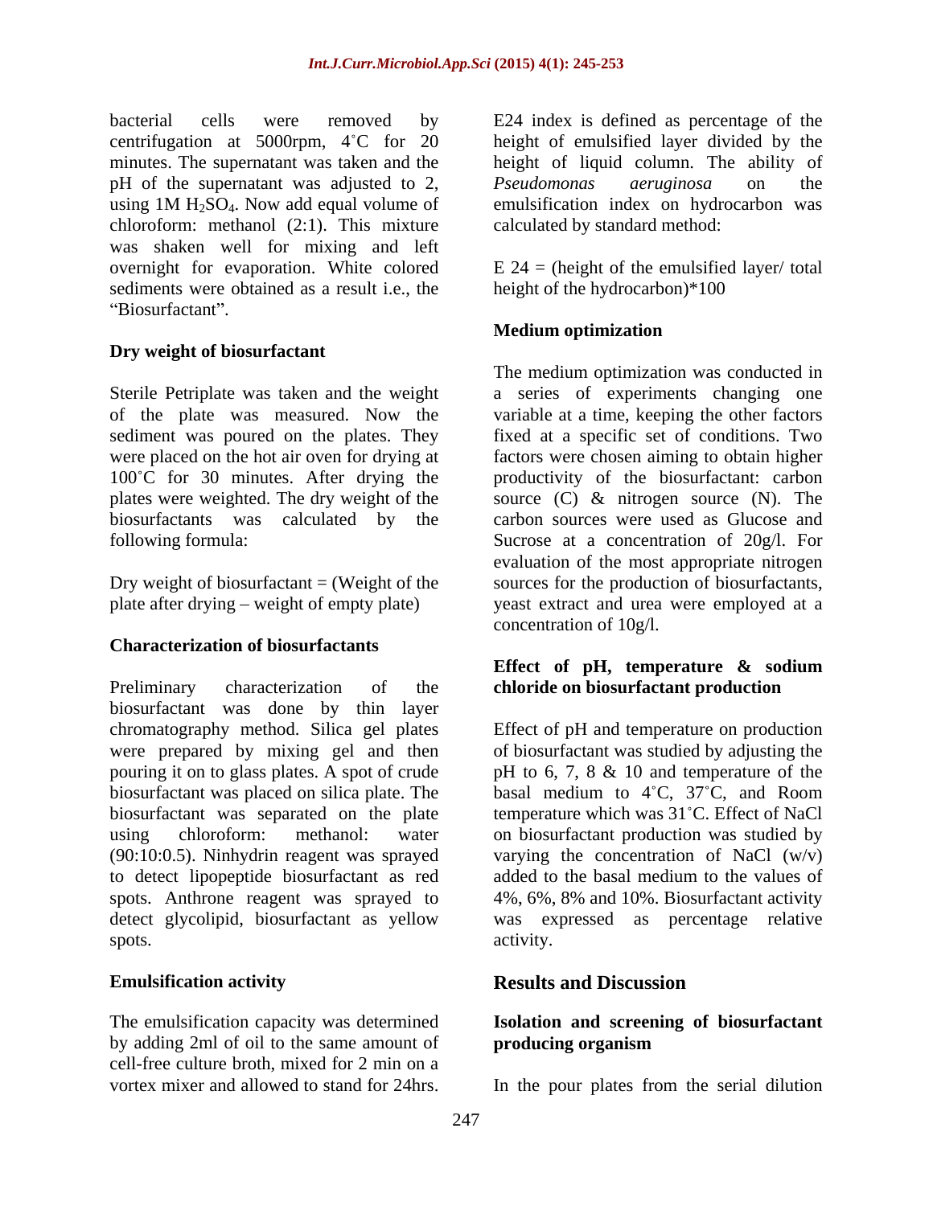bacterial cells were removed by centrifugation at 5000rpm, 4˚C for 20 minutes. The supernatant was taken and the pH of the supernatant was adjusted to 2, using 1M $H_2SO_4$. Now add equal volume of chloroform: methanol (2:1). This mixture was shaken well for mixing and left overnight for evaporation. White colored sediments were obtained as a result i.e., the "Biosurfactant".

### Dry weight of biosurfactant

Sterile Petriplate was taken and the weight of the plate was measured. Now the sediment was poured on the plates. They were placed on the hot air oven for drying at 100˚C for 30 minutes. After drying the plates were weighted. The dry weight of the biosurfactants was calculated by the following formula:

Dry weight of biosurfactant = (Weight of the plate after drying – weight of empty plate)

### Characterization of biosurfactants

Preliminary characterization of the biosurfactant was done by thin layer chromatography method. Silica gel plates were prepared by mixing gel and then pouring it on to glass plates. A spot of crude biosurfactant was placed on silica plate. The biosurfactant was separated on the plate using chloroform: methanol: water (90:10:0.5). Ninhydrin reagent was sprayed to detect lipopeptide biosurfactant as red spots. Anthrone reagent was sprayed to detect glycolipid, biosurfactant as yellow spots.

### Emulsification activity

The emulsification capacity was determined by adding 2ml of oil to the same amount of cell-free culture broth, mixed for 2 min on a vortex mixer and allowed to stand for 24hrs. E24 index is defined as percentage of the height of emulsified layer divided by the height of liquid column. The ability of *Pseudomonas aeruginosa* on the emulsification index on hydrocarbon was calculated by standard method:

E 24 = (height of the emulsified layer/ total height of the hydrocarbon)*100

### Medium optimization

The medium optimization was conducted in a series of experiments changing one variable at a time, keeping the other factors fixed at a specific set of conditions. Two factors were chosen aiming to obtain higher productivity of the biosurfactant: carbon source (C) & nitrogen source (N). The carbon sources were used as Glucose and Sucrose at a concentration of 20g/l. For evaluation of the most appropriate nitrogen sources for the production of biosurfactants, yeast extract and urea were employed at a concentration of 10g/l.

### Effect of pH, temperature & sodium chloride on biosurfactant production

Effect of pH and temperature on production of biosurfactant was studied by adjusting the pH to 6, 7, 8 & 10 and temperature of the basal medium to 4˚C, 37˚C, and Room temperature which was 31˚C. Effect of NaCl on biosurfactant production was studied by varying the concentration of NaCl (w/v) added to the basal medium to the values of 4%, 6%, 8% and 10%. Biosurfactant activity was expressed as percentage relative activity.

## Results and Discussion

### Isolation and screening of biosurfactant producing organism

In the pour plates from the serial dilution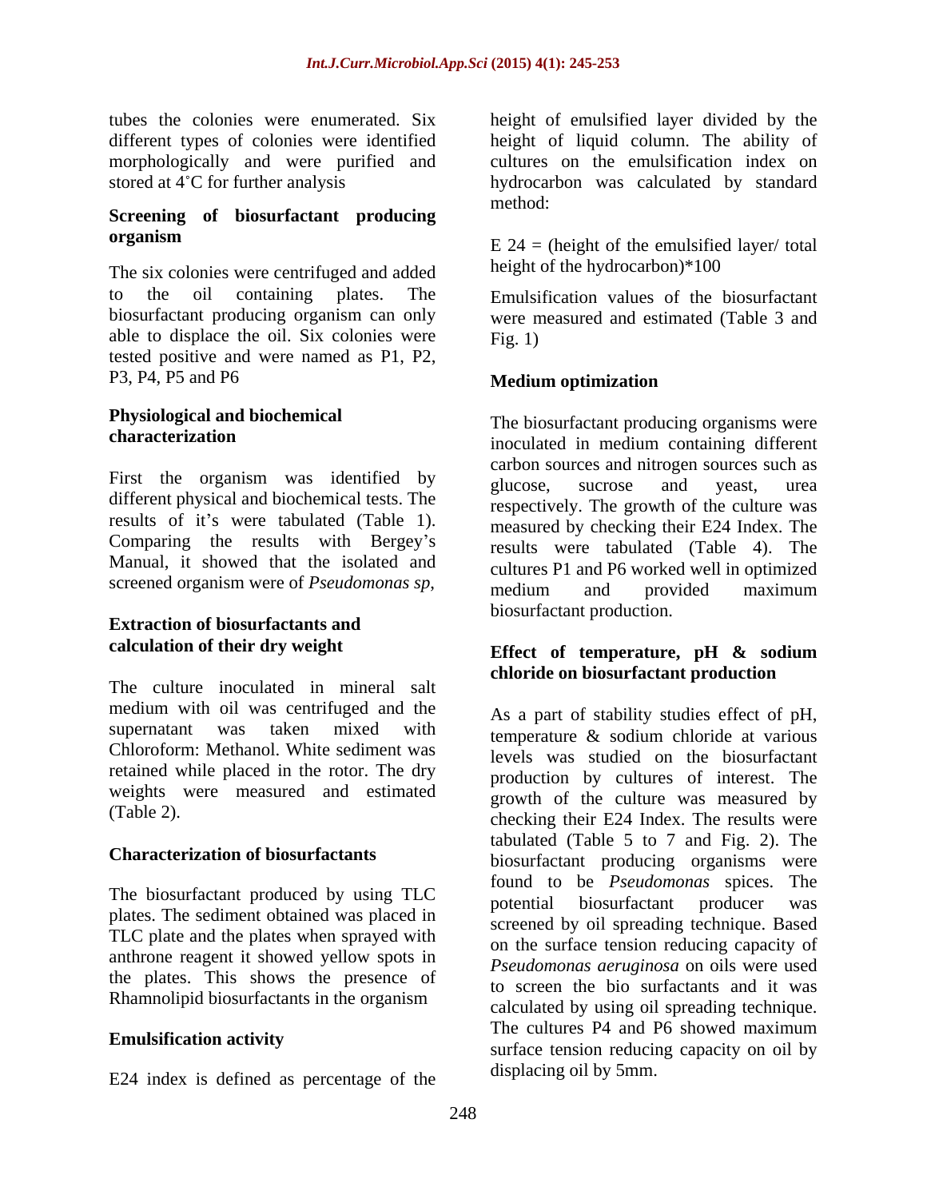tubes the colonies were enumerated. Six different types of colonies were identified morphologically and were purified and stored at 4˚C for further analysis

### Screening of biosurfactant producing organism

The six colonies were centrifuged and added to the oil containing plates. The biosurfactant producing organism can only able to displace the oil. Six colonies were tested positive and were named as P1, P2, P3, P4, P5 and P6

### Physiological and biochemical characterization

First the organism was identified by different physical and biochemical tests. The results of it's were tabulated (Table 1). Comparing the results with Bergey's Manual, it showed that the isolated and screened organism were of *Pseudomonas sp*,

### Extraction of biosurfactants and calculation of their dry weight

The culture inoculated in mineral salt medium with oil was centrifuged and the supernatant was taken mixed with Chloroform: Methanol. White sediment was retained while placed in the rotor. The dry weights were measured and estimated (Table 2).

### Characterization of biosurfactants

The biosurfactant produced by using TLC plates. The sediment obtained was placed in TLC plate and the plates when sprayed with anthrone reagent it showed yellow spots in the plates. This shows the presence of Rhamnolipid biosurfactants in the organism

### Emulsification activity

E24 index is defined as percentage of the height of emulsified layer divided by the height of liquid column. The ability of cultures on the emulsification index on hydrocarbon was calculated by standard method:

$$E\,24 = (\text{height of the emulsified layer} / \text{total height of the hydrocarbon}) * 100$$

Emulsification values of the biosurfactant were measured and estimated (Table 3 and Fig. 1)

### Medium optimization

The biosurfactant producing organisms were inoculated in medium containing different carbon sources and nitrogen sources such as glucose, sucrose and yeast, urea respectively. The growth of the culture was measured by checking their E24 Index. The results were tabulated (Table 4). The cultures P1 and P6 worked well in optimized medium and provided maximum biosurfactant production.

### Effect of temperature, pH & sodium chloride on biosurfactant production

As a part of stability studies effect of pH, temperature & sodium chloride at various levels was studied on the biosurfactant production by cultures of interest. The growth of the culture was measured by checking their E24 Index. The results were tabulated (Table 5 to 7 and Fig. 2). The biosurfactant producing organisms were found to be *Pseudomonas* spices. The potential biosurfactant producer was screened by oil spreading technique. Based on the surface tension reducing capacity of *Pseudomonas aeruginosa* on oils were used to screen the bio surfactants and it was calculated by using oil spreading technique. The cultures P4 and P6 showed maximum surface tension reducing capacity on oil by displacing oil by 5mm.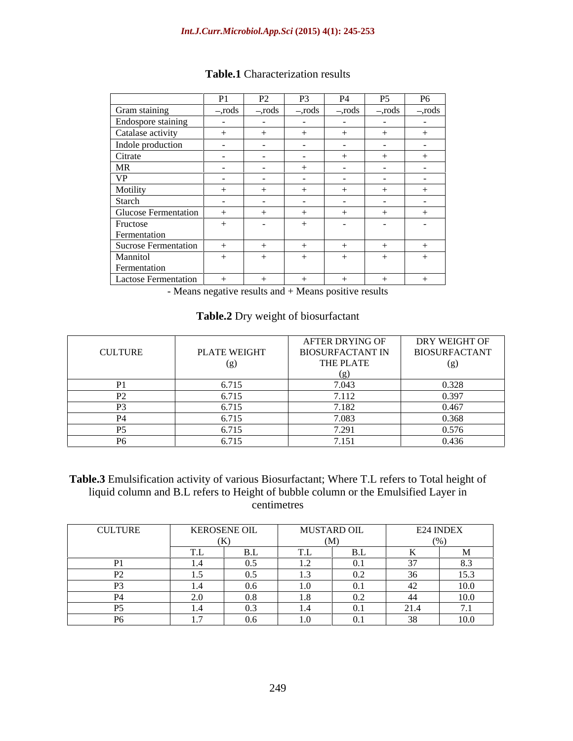**Table.1** Characterization results

| | P1 | P2 | P3 | P4 | P5 | P6 |
|---|---|---|---|---|---|---|
| Gram staining | –,rods | –,rods | –,rods | –,rods | –,rods | –,rods |
| Endospore staining | - | - | - | - | - | - |
| Catalase activity | + | + | + | + | + | + |
| Indole production | - | - | - | - | - | - |
| Citrate | - | - | - | + | + | + |
| MR | - | - | + | - | - | - |
| VP | - | - | - | - | - | - |
| Motility | + | + | + | + | + | + |
| Starch | - | - | - | - | - | - |
| Glucose Fermentation | + | + | + | + | + | + |
| Fructose Fermentation | + | - | + | - | - | - |
| Sucrose Fermentation | + | + | + | + | + | + |
| Mannitol Fermentation | + | + | + | + | + | + |
| Lactose Fermentation | + | + | + | + | + | + |

- Means negative results and + Means positive results

**Table.2** Dry weight of biosurfactant

| CULTURE | PLATE WEIGHT (g) | AFTER DRYING OF BIOSURFACTANT IN THE PLATE (g) | DRY WEIGHT OF BIOSURFACTANT (g) |
|---|---|---|---|
| P1 | 6.715 | 7.043 | 0.328 |
| P2 | 6.715 | 7.112 | 0.397 |
| P3 | 6.715 | 7.182 | 0.467 |
| P4 | 6.715 | 7.083 | 0.368 |
| P5 | 6.715 | 7.291 | 0.576 |
| P6 | 6.715 | 7.151 | 0.436 |

**Table.3** Emulsification activity of various Biosurfactant; Where T.L refers to Total height of liquid column and B.L refers to Height of bubble column or the Emulsified Layer in centimetres

| CULTURE | KEROSENE OIL (K) | | MUSTARD OIL (M) | | E24 INDEX (%) | |
|---|---|---|---|---|---|---|
| | T.L | B.L | T.L | B.L | K | M |
| P1 | 1.4 | 0.5 | 1.2 | 0.1 | 37 | 8.3 |
| P2 | 1.5 | 0.5 | 1.3 | 0.2 | 36 | 15.3 |
| P3 | 1.4 | 0.6 | 1.0 | 0.1 | 42 | 10.0 |
| P4 | 2.0 | 0.8 | 1.8 | 0.2 | 44 | 10.0 |
| P5 | 1.4 | 0.3 | 1.4 | 0.1 | 21.4 | 7.1 |
| P6 | 1.7 | 0.6 | 1.0 | 0.1 | 38 | 10.0 |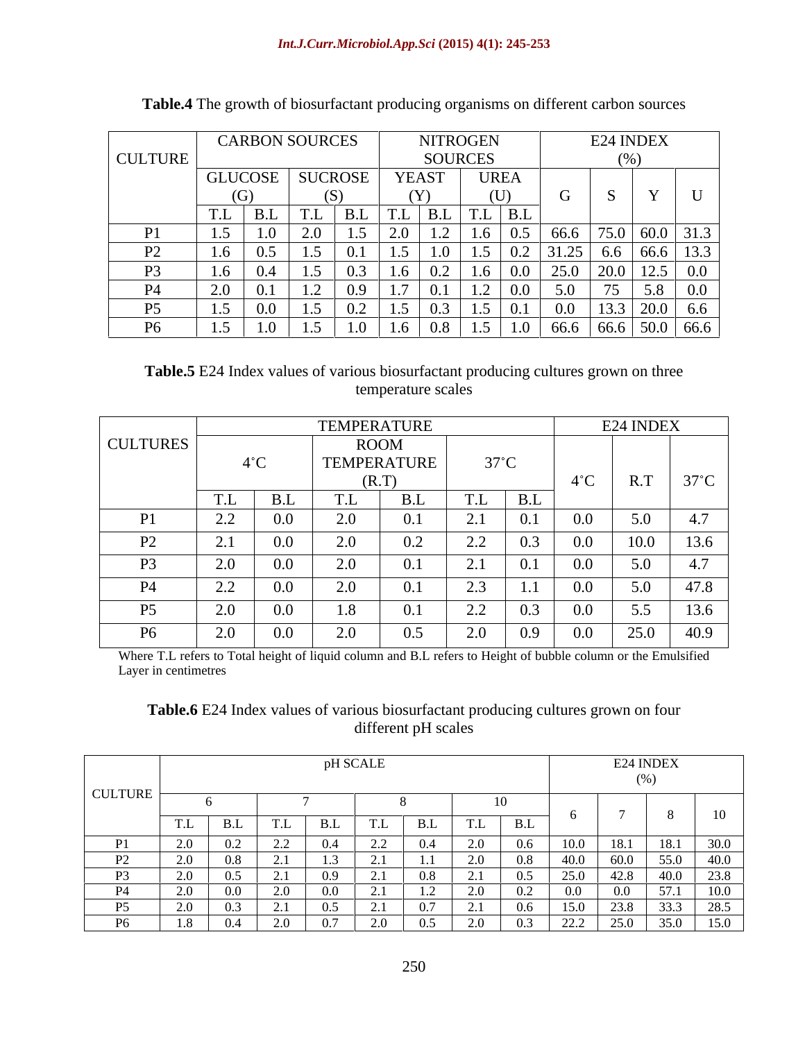**Table.4** The growth of biosurfactant producing organisms on different carbon sources

| CULTURE | CARBON SOURCES | | | | NITROGEN SOURCES | | | | E24 INDEX (%) | | | |
|---|---|---|---|---|---|---|---|---|---|---|---|---|
| | GLUCOSE (G) | | SUCROSE (S) | | YEAST (Y) | | UREA (U) | | G | S | Y | U |
| | T.L | B.L | T.L | B.L | T.L | B.L | T.L | B.L | | | | |
| P1 | 1.5 | 1.0 | 2.0 | 1.5 | 2.0 | 1.2 | 1.6 | 0.5 | 66.6 | 75.0 | 60.0 | 31.3 |
| P2 | 1.6 | 0.5 | 1.5 | 0.1 | 1.5 | 1.0 | 1.5 | 0.2 | 31.25 | 6.6 | 66.6 | 13.3 |
| P3 | 1.6 | 0.4 | 1.5 | 0.3 | 1.6 | 0.2 | 1.6 | 0.0 | 25.0 | 20.0 | 12.5 | 0.0 |
| P4 | 2.0 | 0.1 | 1.2 | 0.9 | 1.7 | 0.1 | 1.2 | 0.0 | 5.0 | 75 | 5.8 | 0.0 |
| P5 | 1.5 | 0.0 | 1.5 | 0.2 | 1.5 | 0.3 | 1.5 | 0.1 | 0.0 | 13.3 | 20.0 | 6.6 |
| P6 | 1.5 | 1.0 | 1.5 | 1.0 | 1.6 | 0.8 | 1.5 | 1.0 | 66.6 | 66.6 | 50.0 | 66.6 |

**Table.5** E24 Index values of various biosurfactant producing cultures grown on three temperature scales

| CULTURES | TEMPERATURE | | | | | | E24 INDEX | | |
|---|---|---|---|---|---|---|---|---|---|
| | 4˚C | | ROOM TEMPERATURE (R.T) | | 37˚C | | 4˚C | R.T | 37˚C |
| | T.L | B.L | T.L | B.L | T.L | B.L | | | |
| P1 | 2.2 | 0.0 | 2.0 | 0.1 | 2.1 | 0.1 | 0.0 | 5.0 | 4.7 |
| P2 | 2.1 | 0.0 | 2.0 | 0.2 | 2.2 | 0.3 | 0.0 | 10.0 | 13.6 |
| P3 | 2.0 | 0.0 | 2.0 | 0.1 | 2.1 | 0.1 | 0.0 | 5.0 | 4.7 |
| P4 | 2.2 | 0.0 | 2.0 | 0.1 | 2.3 | 1.1 | 0.0 | 5.0 | 47.8 |
| P5 | 2.0 | 0.0 | 1.8 | 0.1 | 2.2 | 0.3 | 0.0 | 5.5 | 13.6 |
| P6 | 2.0 | 0.0 | 2.0 | 0.5 | 2.0 | 0.9 | 0.0 | 25.0 | 40.9 |

Where T.L refers to Total height of liquid column and B.L refers to Height of bubble column or the Emulsified Layer in centimetres

**Table.6** E24 Index values of various biosurfactant producing cultures grown on four different pH scales

| CULTURE | pH SCALE | | | | | | | | E24 INDEX (%) | | | |
|---|---|---|---|---|---|---|---|---|---|---|---|---|
| | 6 | | 7 | | 8 | | 10 | | 6 | 7 | 8 | 10 |
| | T.L | B.L | T.L | B.L | T.L | B.L | T.L | B.L | | | | |
| P1 | 2.0 | 0.2 | 2.2 | 0.4 | 2.2 | 0.4 | 2.0 | 0.6 | 10.0 | 18.1 | 18.1 | 30.0 |
| P2 | 2.0 | 0.8 | 2.1 | 1.3 | 2.1 | 1.1 | 2.0 | 0.8 | 40.0 | 60.0 | 55.0 | 40.0 |
| P3 | 2.0 | 0.5 | 2.1 | 0.9 | 2.1 | 0.8 | 2.1 | 0.5 | 25.0 | 42.8 | 40.0 | 23.8 |
| P4 | 2.0 | 0.0 | 2.0 | 0.0 | 2.1 | 1.2 | 2.0 | 0.2 | 0.0 | 0.0 | 57.1 | 10.0 |
| P5 | 2.0 | 0.3 | 2.1 | 0.5 | 2.1 | 0.7 | 2.1 | 0.6 | 15.0 | 23.8 | 33.3 | 28.5 |
| P6 | 1.8 | 0.4 | 2.0 | 0.7 | 2.0 | 0.5 | 2.0 | 0.3 | 22.2 | 25.0 | 35.0 | 15.0 |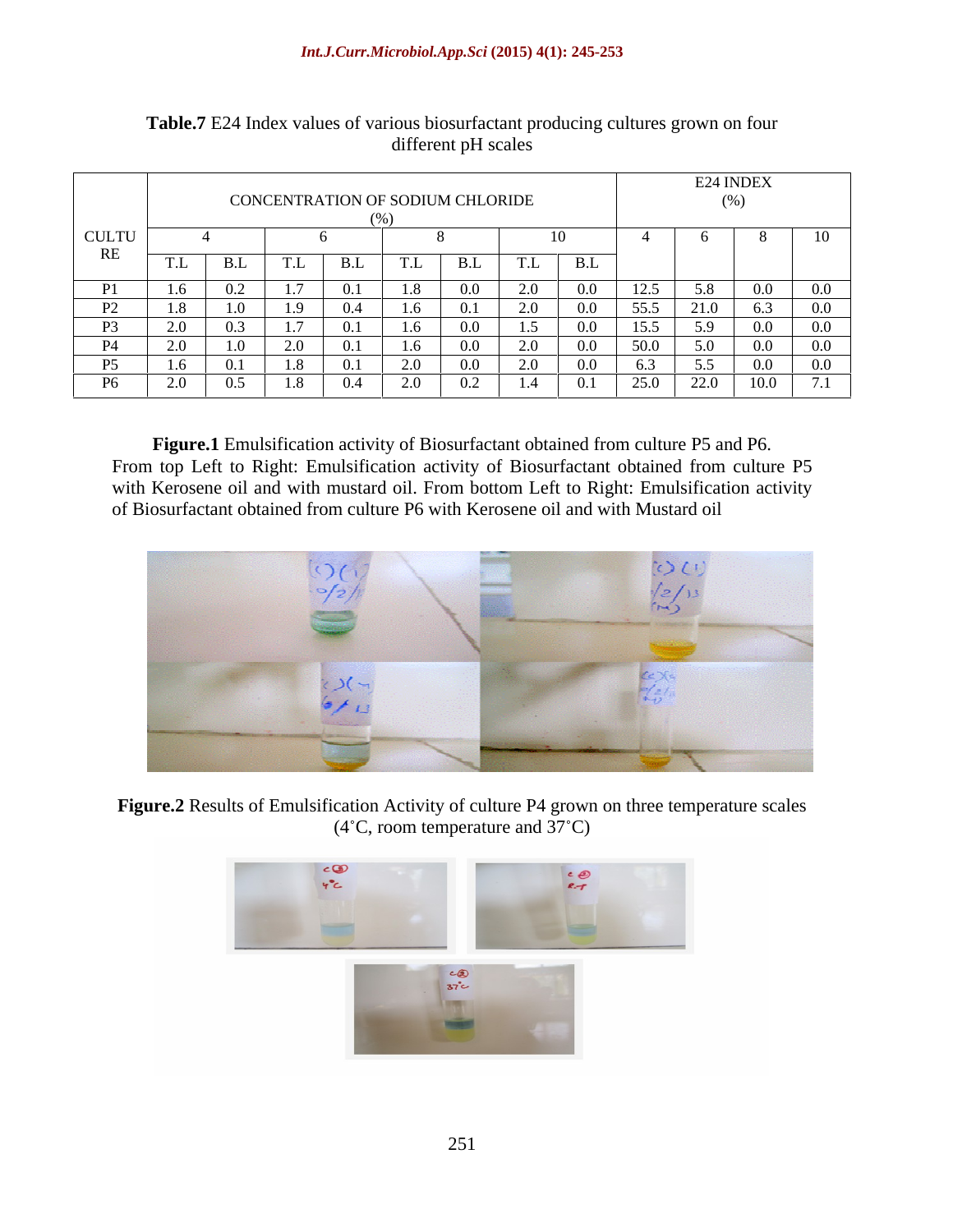**Table.7** E24 Index values of various biosurfactant producing cultures grown on four different pH scales

| CULTURE | CONCENTRATION OF SODIUM CHLORIDE (%) | | | | | | | | E24 INDEX (%) | | | |
|---|---|---|---|---|---|---|---|---|---|---|---|---|
| | 4 | | 6 | | 8 | | 10 | | 4 | 6 | 8 | 10 |
| | T.L | B.L | T.L | B.L | T.L | B.L | T.L | B.L | | | | |
| P1 | 1.6 | 0.2 | 1.7 | 0.1 | 1.8 | 0.0 | 2.0 | 0.0 | 12.5 | 5.8 | 0.0 | 0.0 |
| P2 | 1.8 | 1.0 | 1.9 | 0.4 | 1.6 | 0.1 | 2.0 | 0.0 | 55.5 | 21.0 | 6.3 | 0.0 |
| P3 | 2.0 | 0.3 | 1.7 | 0.1 | 1.6 | 0.0 | 1.5 | 0.0 | 15.5 | 5.9 | 0.0 | 0.0 |
| P4 | 2.0 | 1.0 | 2.0 | 0.1 | 1.6 | 0.0 | 2.0 | 0.0 | 50.0 | 5.0 | 0.0 | 0.0 |
| P5 | 1.6 | 0.1 | 1.8 | 0.1 | 2.0 | 0.0 | 2.0 | 0.0 | 6.3 | 5.5 | 0.0 | 0.0 |
| P6 | 2.0 | 0.5 | 1.8 | 0.4 | 2.0 | 0.2 | 1.4 | 0.1 | 25.0 | 22.0 | 10.0 | 7.1 |

**Figure.1** Emulsification activity of Biosurfactant obtained from culture P5 and P6. From top Left to Right: Emulsification activity of Biosurfactant obtained from culture P5 with Kerosene oil and with mustard oil. From bottom Left to Right: Emulsification activity of Biosurfactant obtained from culture P6 with Kerosene oil and with Mustard oil

**Figure.2** Results of Emulsification Activity of culture P4 grown on three temperature scales (4˚C, room temperature and 37˚C)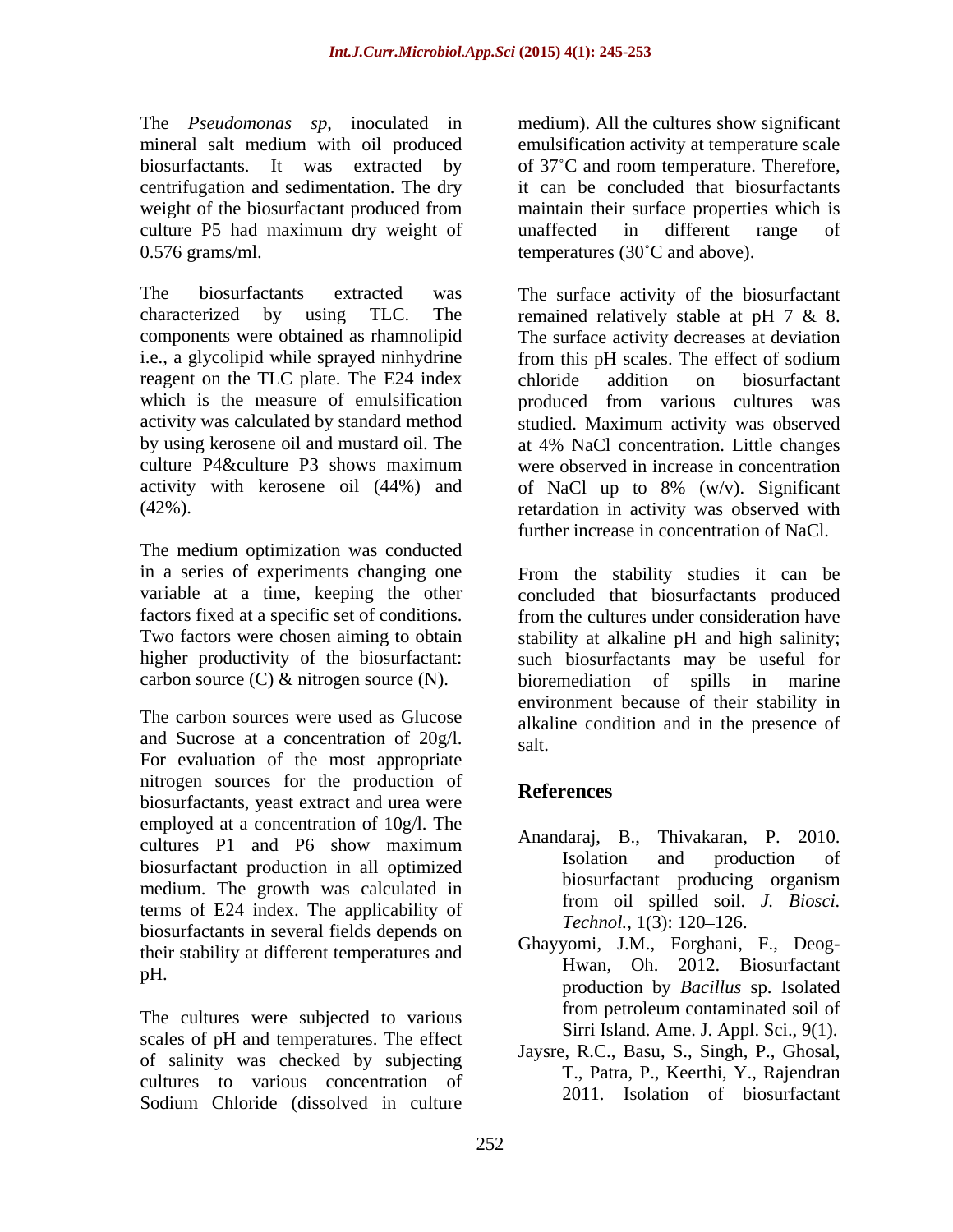The *Pseudomonas sp*, inoculated in mineral salt medium with oil produced biosurfactants. It was extracted by centrifugation and sedimentation. The dry weight of the biosurfactant produced from culture P5 had maximum dry weight of 0.576 grams/ml.

The biosurfactants extracted was characterized by using TLC. The components were obtained as rhamnolipid i.e., a glycolipid while sprayed ninhydrine reagent on the TLC plate. The E24 index which is the measure of emulsification activity was calculated by standard method by using kerosene oil and mustard oil. The culture P4&culture P3 shows maximum activity with kerosene oil (44%) and (42%).

The medium optimization was conducted in a series of experiments changing one variable at a time, keeping the other factors fixed at a specific set of conditions. Two factors were chosen aiming to obtain higher productivity of the biosurfactant: carbon source (C) & nitrogen source (N).

The carbon sources were used as Glucose and Sucrose at a concentration of 20g/l. For evaluation of the most appropriate nitrogen sources for the production of biosurfactants, yeast extract and urea were employed at a concentration of 10g/l. The cultures P1 and P6 show maximum biosurfactant production in all optimized medium. The growth was calculated in terms of E24 index. The applicability of biosurfactants in several fields depends on their stability at different temperatures and pH.

The cultures were subjected to various scales of pH and temperatures. The effect of salinity was checked by subjecting cultures to various concentration of Sodium Chloride (dissolved in culture medium). All the cultures show significant emulsification activity at temperature scale of 37˚C and room temperature. Therefore, it can be concluded that biosurfactants maintain their surface properties which is unaffected in different range of temperatures (30˚C and above).

The surface activity of the biosurfactant remained relatively stable at pH 7 & 8. The surface activity decreases at deviation from this pH scales. The effect of sodium chloride addition on biosurfactant produced from various cultures was studied. Maximum activity was observed at 4% NaCl concentration. Little changes were observed in increase in concentration of NaCl up to 8% (w/v). Significant retardation in activity was observed with further increase in concentration of NaCl.

From the stability studies it can be concluded that biosurfactants produced from the cultures under consideration have stability at alkaline pH and high salinity; such biosurfactants may be useful for bioremediation of spills in marine environment because of their stability in alkaline condition and in the presence of salt.

## References

Anandaraj, B., Thivakaran, P. 2010. Isolation and production of biosurfactant producing organism from oil spilled soil. *J. Biosci. Technol.*, 1(3): 120–126.

Ghayyomi, J.M., Forghani, F., Deog-Hwan, Oh. 2012. Biosurfactant production by *Bacillus* sp. Isolated from petroleum contaminated soil of Sirri Island. Ame. J. Appl. Sci., 9(1).

Jaysre, R.C., Basu, S., Singh, P., Ghosal, T., Patra, P., Keerthi, Y., Rajendran 2011. Isolation of biosurfactant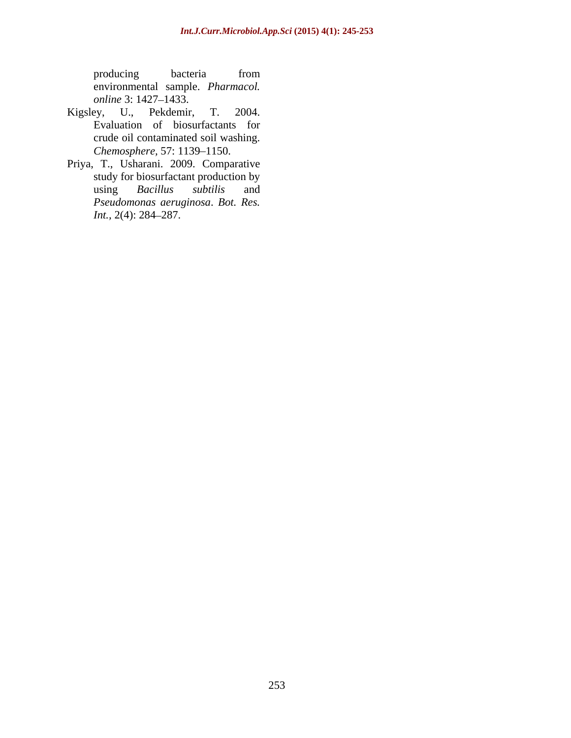producing bacteria from environmental sample. *Pharmacol. online* 3: 1427–1433.

Kigsley, U., Pekdemir, T. 2004. Evaluation of biosurfactants for crude oil contaminated soil washing. *Chemosphere,* 57: 1139–1150.

Priya, T., Usharani. 2009. Comparative study for biosurfactant production by using *Bacillus subtilis* and *Pseudomonas aeruginosa*. *Bot. Res. Int.,* 2(4): 284–287.